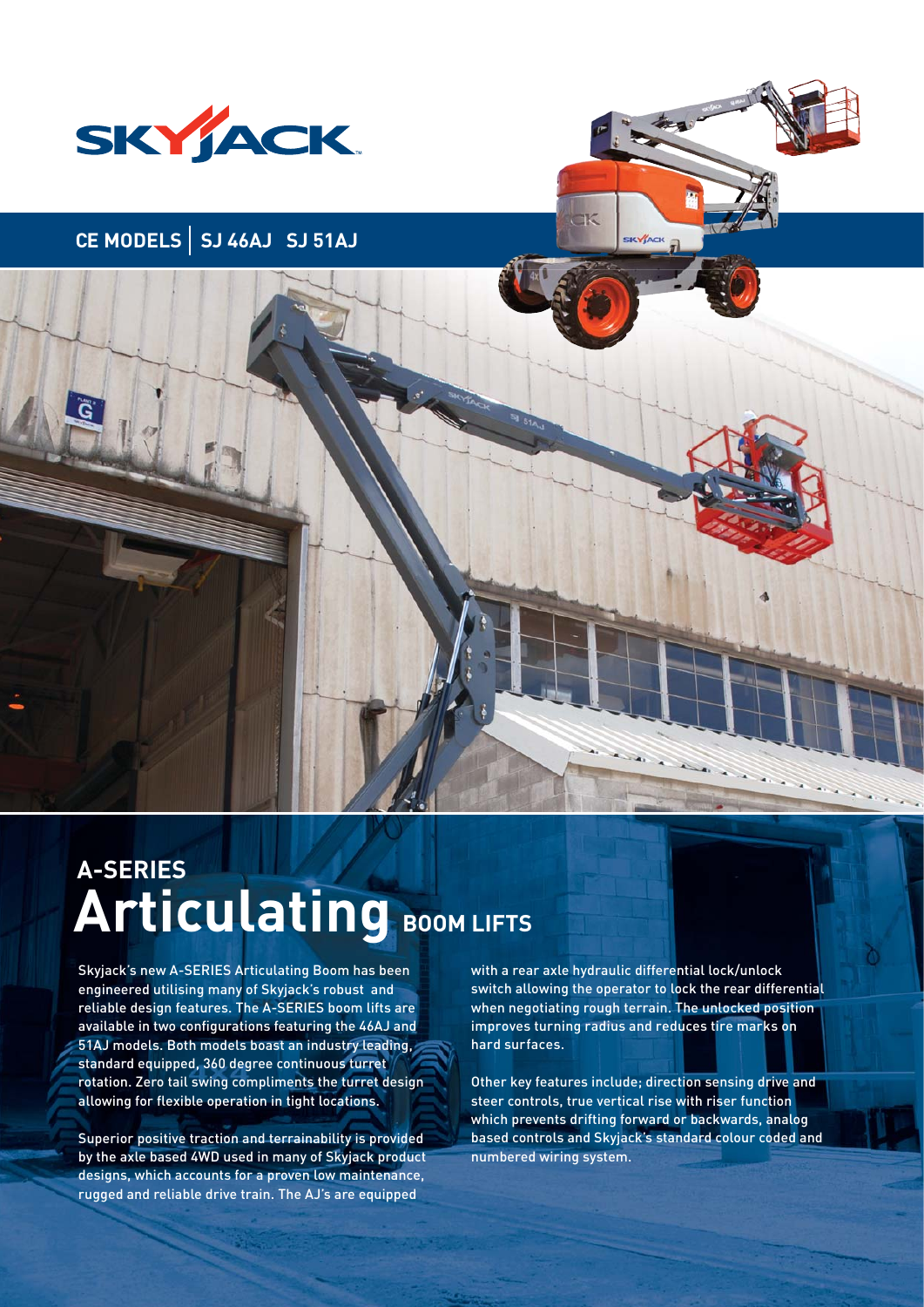SKYJACK

## CE MODELS | SJ 46AJ SJ 51AJ

# A-SERIES Articulating BOOM LIFTS

Skyjack's new A-SERIES Articulating Boom has been engineered utilising many of Skyjack's robust and reliable design features. The A-SERIES boom lifts are available in two configurations featuring the 46AJ and 51AJ models. Both models boast an industry leading, standard equipped, 360 degree continuous turret rotation. Zero tail swing compliments the turret design allowing for flexible operation in tight locations.

Superior positive traction and terrainability is provided by the axle based 4WD used in many of Skyjack product designs, which accounts for a proven low maintenance, rugged and reliable drive train. The AJ's are equipped with a rear axle hydraulic differential lock/unlock switch allowing the operator to lock the rear differential when negotiating rough terrain. The unlocked position improves turning radius and reduces tire marks on hard surfaces.

Other key features include; direction sensing drive and steer controls, true vertical rise with riser function which prevents drifting forward or backwards, analog based controls and Skyjack's standard colour coded and numbered wiring system.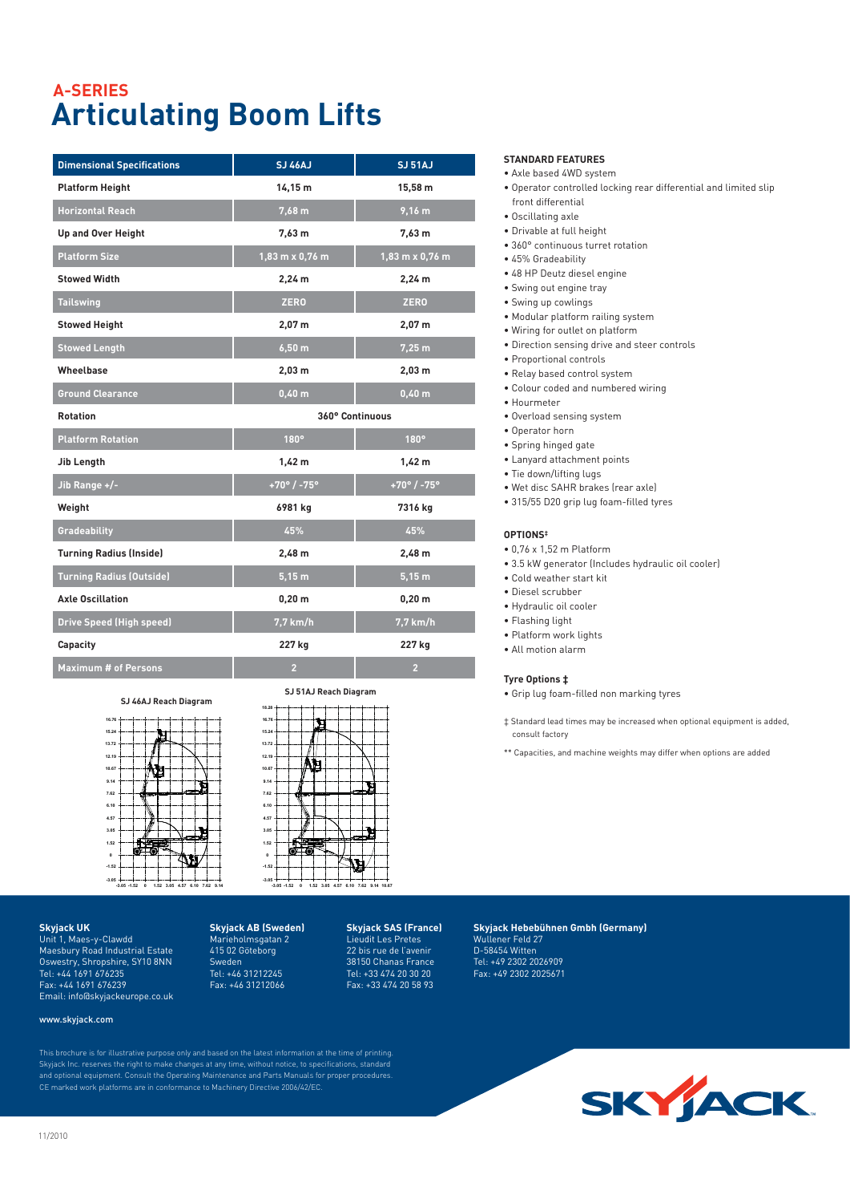## A-SERIES
# Articulating Boom Lifts

| Dimensional Specifications | SJ 46AJ | SJ 51AJ |
|---|---|---|
| Platform Height | 14,15 m | 15,58 m |
| Horizontal Reach | 7,68 m | 9,16 m |
| Up and Over Height | 7,63 m | 7,63 m |
| Platform Size | 1,83 m x 0,76 m | 1,83 m x 0,76 m |
| Stowed Width | 2,24 m | 2,24 m |
| Tailswing | ZERO | ZERO |
| Stowed Height | 2,07 m | 2,07 m |
| Stowed Length | 6,50 m | 7,25 m |
| Wheelbase | 2,03 m | 2,03 m |
| Ground Clearance | 0,40 m | 0,40 m |
| Rotation | 360° Continuous | |
| Platform Rotation | 180° | 180° |
| Jib Length | 1,42 m | 1,42 m |
| Jib Range +/- | +70° / -75° | +70° / -75° |
| Weight | 6981 kg | 7316 kg |
| Gradeability | 45% | 45% |
| Turning Radius (Inside) | 2,48 m | 2,48 m |
| Turning Radius (Outside) | 5,15 m | 5,15 m |
| Axle Oscillation | 0,20 m | 0,20 m |
| Drive Speed (High speed) | 7,7 km/h | 7,7 km/h |
| Capacity | 227 kg | 227 kg |
| Maximum # of Persons | 2 | 2 |

SJ 46AJ Reach Diagram

16.76
15.24
13.72
12.19
10.67
9.14
7.62
6.10
4.57
3.05
1.52
0
-1.52
-3.05
-3.05 -1.52 0 1.52 3.05 4.57 6.10 7.62 9.14

SJ 51AJ Reach Diagram

18.28
16.76
15.24
13.72
12.19
10.67
9.14
7.62
6.10
4.57
3.05
1.52
0
-1.52
-3.05
-3.05 -1.52 0 1.52 3.05 4.57 6.10 7.62 9.14 10.67

### STANDARD FEATURES

- Axle based 4WD system
- Operator controlled locking rear differential and limited slip front differential
- Oscillating axle
- Drivable at full height
- 360° continuous turret rotation
- 45% Gradeability
- 48 HP Deutz diesel engine
- Swing out engine tray
- Swing up cowlings
- Modular platform railing system
- Wiring for outlet on platform
- Direction sensing drive and steer controls
- Proportional controls
- Relay based control system
- Colour coded and numbered wiring
- Hourmeter
- Overload sensing system
- Operator horn
- Spring hinged gate
- Lanyard attachment points
- Tie down/lifting lugs
- Wet disc SAHR brakes (rear axle)
- 315/55 D20 grip lug foam-filled tyres

### OPTIONS‡

- 0,76 x 1,52 m Platform
- 3.5 kW generator (Includes hydraulic oil cooler)
- Cold weather start kit
- Diesel scrubber
- Hydraulic oil cooler
- Flashing light
- Platform work lights
- All motion alarm

### Tyre Options ‡

- Grip lug foam-filled non marking tyres

‡ Standard lead times may be increased when optional equipment is added, consult factory

** Capacities, and machine weights may differ when options are added

**Skyjack UK**
Unit 1, Maes-y-Clawdd
Maesbury Road Industrial Estate
Oswestry, Shropshire, SY10 8NN
Tel: +44 1691 676235
Fax: +44 1691 676239
Email: info@skyjackeurope.co.uk

www.skyjack.com

**Skyjack AB (Sweden)**
Marieholmsgatan 2
415 02 Göteborg
Sweden
Tel: +46 31212245
Fax: +46 31212066

**Skyjack SAS (France)**
Lieudit Les Pretes
22 bis rue de l'avenir
38150 Chanas France
Tel: +33 474 20 30 20
Fax: +33 474 20 58 93

**Skyjack Hebebühnen Gmbh (Germany)**
Wullener Feld 27
D-58454 Witten
Tel: +49 2302 2026909
Fax: +49 2302 2025671

This brochure is for illustrative purpose only and based on the latest information at the time of printing. Skyjack Inc. reserves the right to make changes at any time, without notice, to specifications, standard and optional equipment. Consult the Operating Maintenance and Parts Manuals for proper procedures. CE marked work platforms are in conformance to Machinery Directive 2006/42/EC.

SKYJACK

11/2010